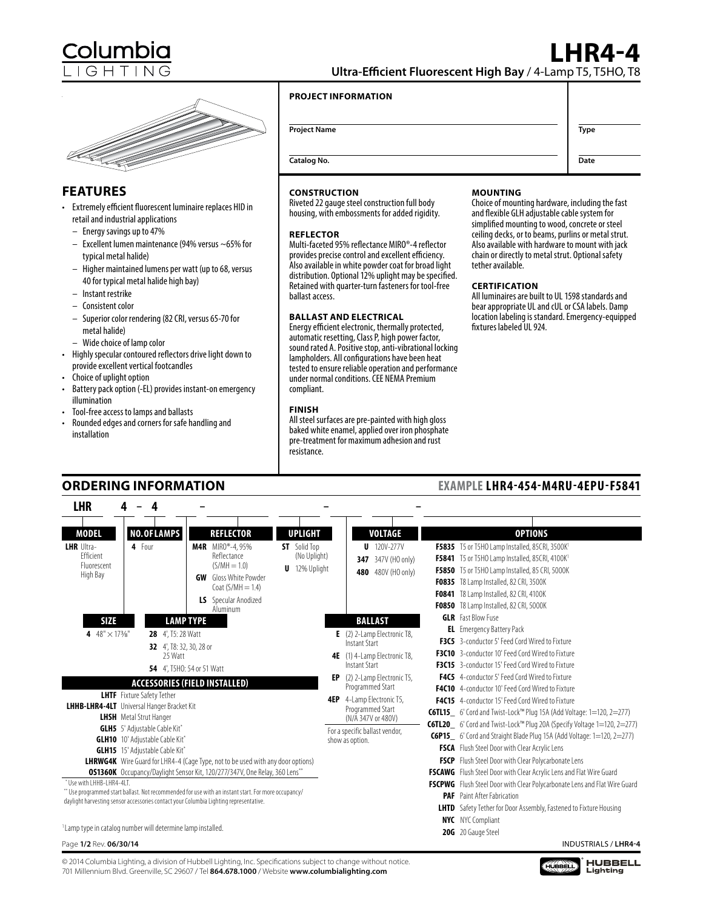# Columbia LIGHTING

# LHR4-4

**Ultra-Efficient Fluorescent High Bay** / 4-Lamp T5, T5HO, T8

**PROJECT INFORMATION**

| Project Name | Type |
|---|---|
| Catalog No. | Date |

## FEATURES

- Extremely efficient fluorescent luminaire replaces HID in retail and industrial applications
  - Energy savings up to 47%
  - Excellent lumen maintenance (94% versus ~65% for typical metal halide)
  - Higher maintained lumens per watt (up to 68, versus 40 for typical metal halide high bay)
  - Instant restrike
  - Consistent color
  - Superior color rendering (82 CRI, versus 65-70 for metal halide)
  - Wide choice of lamp color
- Highly specular contoured reflectors drive light down to provide excellent vertical footcandles
- Choice of uplight option
- Battery pack option (-EL) provides instant-on emergency illumination
- Tool-free access to lamps and ballasts
- Rounded edges and corners for safe handling and installation

### CONSTRUCTION

Riveted 22 gauge steel construction full body housing, with embossments for added rigidity.

### REFLECTOR

Multi-faceted 95% reflectance MIRO®-4 reflector provides precise control and excellent efficiency. Also available in white powder coat for broad light distribution. Optional 12% uplight may be specified. Retained with quarter-turn fasteners for tool-free ballast access.

### BALLAST AND ELECTRICAL

Energy efficient electronic, thermally protected, automatic resetting, Class P, high power factor, sound rated A. Positive stop, anti-vibrational locking lampholders. All configurations have been heat tested to ensure reliable operation and performance under normal conditions. CEE NEMA Premium compliant.

### FINISH

All steel surfaces are pre-painted with high gloss baked white enamel, applied over iron phosphate pre-treatment for maximum adhesion and rust resistance.

### MOUNTING

Choice of mounting hardware, including the fast and flexible GLH adjustable cable system for simplified mounting to wood, concrete or steel ceiling decks, or to beams, purlins or metal strut. Also available with hardware to mount with jack chain or directly to metal strut. Optional safety tether available.

### CERTIFICATION

All luminaires are built to UL 1598 standards and bear appropriate UL and cUL or CSA labels. Damp location labeling is standard. Emergency-equipped fixtures labeled UL 924.

## ORDERING INFORMATION

**EXAMPLE LHR4-454-M4RU-4EPU-F5841**

LHR 4 – 4 ___ – ___ ___ – ___ ___ – ___

**MODEL**
- **LHR** Ultra-Efficient Fluorescent High Bay

**SIZE**
- **4** 48" × 17⅜"

**NO. OF LAMPS**
- **4** Four

**LAMP TYPE**
- **28** 4', T5: 28 Watt
- **32** 4', T8: 32, 30, 28 or 25 Watt
- **54** 4', T5HO: 54 or 51 Watt

**REFLECTOR**
- **M4R** MIRO®-4, 95% Reflectance (S/MH = 1.0)
- **GW** Gloss White Powder Coat (S/MH = 1.4)
- **LS** Specular Anodized Aluminum

**UPLIGHT**
- **ST** Solid Top (No Uplight)
- **U** 12% Uplight

**VOLTAGE**
- **U** 120V-277V
- **347** 347V (HO only)
- **480** 480V (HO only)

**BALLAST**
- **E** (2) 2-Lamp Electronic T8, Instant Start
- **4E** (1) 4-Lamp Electronic T8, Instant Start
- **EP** (2) 2-Lamp Electronic T5, Programmed Start
- **4EP** 4-Lamp Electronic T5, Programmed Start (N/A 347V or 480V)

For a specific ballast vendor, show as option.

**OPTIONS**
- **F5835** T5 or T5HO Lamp Installed, 85CRI, 3500K[1]
- **F5841** T5 or T5HO Lamp Installed, 85CRI, 4100K[1]
- **F5850** T5 or T5HO Lamp Installed, 85 CRI, 5000K
- **F0835** T8 Lamp Installed, 82 CRI, 3500K
- **F0841** T8 Lamp Installed, 82 CRI, 4100K
- **F0850** T8 Lamp Installed, 82 CRI, 5000K
- **GLR** Fast Blow Fuse
- **EL** Emergency Battery Pack
- **F3C5** 3-conductor 5' Feed Cord Wired to Fixture
- **F3C10** 3-conductor 10' Feed Cord Wired to Fixture
- **F3C15** 3-conductor 15' Feed Cord Wired to Fixture
- **F4C5** 4-conductor 5' Feed Cord Wired to Fixture
- **F4C10** 4-conductor 10' Feed Cord Wired to Fixture
- **F4C15** 4-conductor 15' Feed Cord Wired to Fixture
- **C6TL15_** 6' Cord and Twist-Lock™ Plug 15A (Add Voltage: 1=120, 2=277)
- **C6TL20_** 6' Cord and Twist-Lock™ Plug 20A (Specify Voltage 1=120, 2=277)
- **C6P15_** 6' Cord and Straight Blade Plug 15A (Add Voltage: 1=120, 2=277)
- **FSCA** Flush Steel Door with Clear Acrylic Lens
- **FSCP** Flush Steel Door with Clear Polycarbonate Lens
- **FSCAWG** Flush Steel Door with Clear Acrylic Lens and Flat Wire Guard
- **FSCPWG** Flush Steel Door with Clear Polycarbonate Lens and Flat Wire Guard
- **PAF** Paint After Fabrication
- **LHTD** Safety Tether for Door Assembly, Fastened to Fixture Housing
- **NYC** NYC Compliant
- **20G** 20 Gauge Steel

**ACCESSORIES (FIELD INSTALLED)**
- **LHTF** Fixture Safety Tether
- **LHHB-LHR4-4LT** Universal Hanger Bracket Kit
- **LHSH** Metal Strut Hanger
- **GLH5** 5' Adjustable Cable Kit*
- **GLH10** 10' Adjustable Cable Kit*
- **GLH15** 15' Adjustable Cable Kit*
- **LHRWG4K** Wire Guard for LHR4-4 (Cage Type, not to be used with any door options)
- **OS1360K** Occupancy/Daylight Sensor Kit, 120/277/347V, One Relay, 360 Lens**

\* Use with LHHB-LHR4-4LT.

\** Use programmed start ballast. Not recommended for use with an instant start. For more occupancy/daylight harvesting sensor accessories contact your Columbia Lighting representative.

[1] Lamp type in catalog number will determine lamp installed.

Rev. 06/30/14 — INDUSTRIALS / LHR4-4

© 2014 Columbia Lighting, a division of Hubbell Lighting, Inc. Specifications subject to change without notice.
701 Millennium Blvd. Greenville, SC 29607 / Tel **864.678.1000** / Website **www.columbialighting.com**

HUBBELL Lighting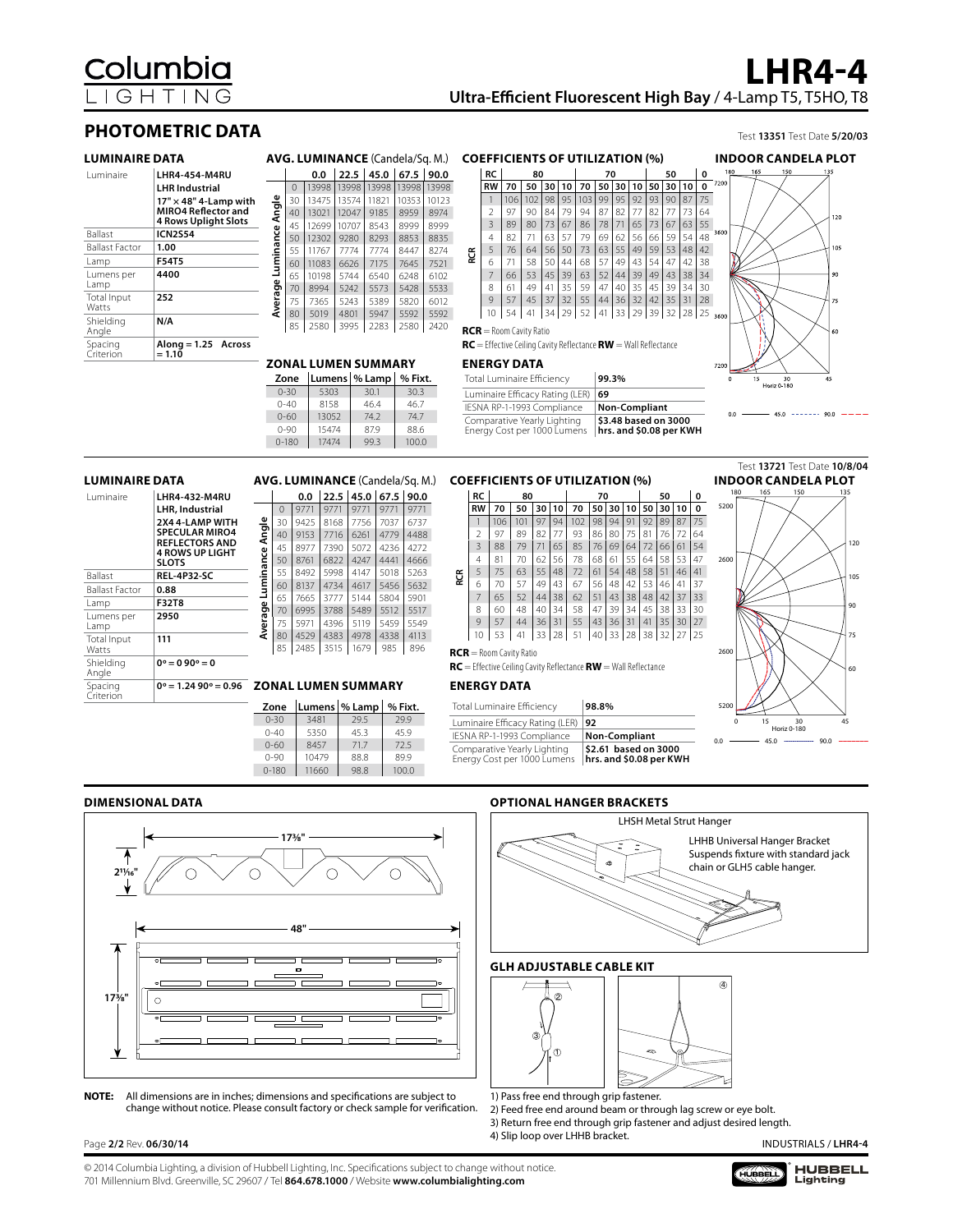# Columbia LIGHTING

# LHR4-4

**Ultra-Efficient Fluorescent High Bay** / 4-Lamp T5, T5HO, T8

## PHOTOMETRIC DATA

Test **13351** Test Date **5/20/03**

### LUMINAIRE DATA

| | |
|---|---|
| Luminaire | **LHR4-454-M4RU** |
| | **LHR Industrial** |
| | **17" × 48" 4-Lamp with MIRO4 Reflector and 4 Rows Uplight Slots** |
| Ballast | **ICN2S54** |
| Ballast Factor | **1.00** |
| Lamp | **F54T5** |
| Lumens per Lamp | **4400** |
| Total Input Watts | **252** |
| Shielding Angle | **N/A** |
| Spacing Criterion | **Along = 1.25 Across = 1.10** |

### AVG. LUMINANCE (Candela/Sq. M.)

| Average Luminance Angle | 0.0 | 22.5 | 45.0 | 67.5 | 90.0 |
|---|---|---|---|---|---|
| 0 | 13998 | 13998 | 13998 | 13998 | 13998 |
| 30 | 13475 | 13574 | 11821 | 10353 | 10123 |
| 40 | 13021 | 12047 | 9185 | 8959 | 8974 |
| 45 | 12699 | 10707 | 8543 | 8999 | 8999 |
| 50 | 12302 | 9280 | 8293 | 8853 | 8835 |
| 55 | 11767 | 7774 | 7774 | 8447 | 8274 |
| 60 | 11083 | 6626 | 7175 | 7645 | 7521 |
| 65 | 10198 | 5744 | 6540 | 6248 | 6102 |
| 70 | 8994 | 5242 | 5573 | 5428 | 5533 |
| 75 | 7365 | 5243 | 5389 | 5820 | 6012 |
| 80 | 5019 | 4801 | 5947 | 5592 | 5592 |
| 85 | 2580 | 3995 | 2283 | 2580 | 2420 |

### ZONAL LUMEN SUMMARY

| Zone | Lumens | % Lamp | % Fixt. |
|---|---|---|---|
| 0-30 | 5303 | 30.1 | 30.3 |
| 0-40 | 8158 | 46.4 | 46.7 |
| 0-60 | 13052 | 74.2 | 74.7 |
| 0-90 | 15474 | 87.9 | 88.6 |
| 0-180 | 17474 | 99.3 | 100.0 |

### COEFFICIENTS OF UTILIZATION (%)

| RC | 80 | | | | 70 | | | | 50 | | | 0 |
|---|---|---|---|---|---|---|---|---|---|---|---|---|
| RW | 70 | 50 | 30 | 10 | 70 | 50 | 30 | 10 | 50 | 30 | 10 | 0 |
| RCR 1 | 106 | 102 | 98 | 95 | 103 | 99 | 95 | 92 | 93 | 90 | 87 | 75 |
| 2 | 97 | 90 | 84 | 79 | 94 | 87 | 82 | 77 | 82 | 77 | 73 | 64 |
| 3 | 89 | 80 | 73 | 67 | 86 | 78 | 71 | 65 | 73 | 67 | 63 | 55 |
| 4 | 82 | 71 | 63 | 57 | 79 | 69 | 62 | 56 | 66 | 59 | 54 | 48 |
| 5 | 76 | 64 | 56 | 50 | 73 | 63 | 55 | 49 | 59 | 53 | 48 | 42 |
| 6 | 71 | 58 | 50 | 44 | 68 | 57 | 49 | 43 | 54 | 47 | 42 | 38 |
| 7 | 66 | 53 | 45 | 39 | 63 | 52 | 44 | 39 | 49 | 43 | 38 | 34 |
| 8 | 61 | 49 | 41 | 35 | 59 | 47 | 40 | 35 | 45 | 39 | 34 | 30 |
| 9 | 57 | 45 | 37 | 32 | 55 | 44 | 36 | 32 | 42 | 35 | 31 | 28 |
| 10 | 54 | 41 | 34 | 29 | 52 | 41 | 33 | 29 | 39 | 32 | 28 | 25 |

**RCR** = Room Cavity Ratio

**RC** = Effective Ceiling Cavity Reflectance **RW** = Wall Reflectance

### ENERGY DATA

| | |
|---|---|
| Total Luminaire Efficiency | **99.3%** |
| Luminaire Efficacy Rating (LER) | **69** |
| IESNA RP-1-1993 Compliance | **Non-Compliant** |
| Comparative Yearly Lighting Energy Cost per 1000 Lumens | **$3.48 based on 3000 hrs. and $0.08 per KWH** |

### INDOOR CANDELA PLOT

180 165 150 135
7200
120
3600
105
90
75
3600
60
7200
0 15 30 45
Horiz 0-180
0.0 45.0 90.0

---

Test **13721** Test Date **10/8/04**

### LUMINAIRE DATA

| | |
|---|---|
| Luminaire | **LHR4-432-M4RU** |
| | **LHR, Industrial** |
| | **2X4 4-LAMP WITH SPECULAR MIRO4 REFLECTORS AND 4 ROWS UP LIGHT SLOTS** |
| Ballast | **REL-4P32-SC** |
| Ballast Factor | **0.88** |
| Lamp | **F32T8** |
| Lumens per Lamp | **2950** |
| Total Input Watts | **111** |
| Shielding Angle | **0º = 0 90º = 0** |
| Spacing Criterion | **0º = 1.24 90º = 0.96** |

### AVG. LUMINANCE (Candela/Sq. M.)

| Average Luminance Angle | 0.0 | 22.5 | 45.0 | 67.5 | 90.0 |
|---|---|---|---|---|---|
| 0 | 9771 | 9771 | 9771 | 9771 | 9771 |
| 30 | 9425 | 8168 | 7756 | 7037 | 6737 |
| 40 | 9153 | 7716 | 6261 | 4779 | 4488 |
| 45 | 8977 | 7390 | 5072 | 4236 | 4272 |
| 50 | 8761 | 6822 | 4247 | 4441 | 4666 |
| 55 | 8492 | 5998 | 4147 | 5018 | 5263 |
| 60 | 8137 | 4734 | 4617 | 5456 | 5632 |
| 65 | 7665 | 3777 | 5144 | 5804 | 5901 |
| 70 | 6995 | 3788 | 5489 | 5512 | 5517 |
| 75 | 5971 | 4396 | 5119 | 5459 | 5549 |
| 80 | 4529 | 4383 | 4978 | 4338 | 4113 |
| 85 | 2485 | 3515 | 1679 | 985 | 896 |

### ZONAL LUMEN SUMMARY

| Zone | Lumens | % Lamp | % Fixt. |
|---|---|---|---|
| 0-30 | 3481 | 29.5 | 29.9 |
| 0-40 | 5350 | 45.3 | 45.9 |
| 0-60 | 8457 | 71.7 | 72.5 |
| 0-90 | 10479 | 88.8 | 89.9 |
| 0-180 | 11660 | 98.8 | 100.0 |

### COEFFICIENTS OF UTILIZATION (%)

| RC | 80 | | | | 70 | | | | 50 | | | 0 |
|---|---|---|---|---|---|---|---|---|---|---|---|---|
| RW | 70 | 50 | 30 | 10 | 70 | 50 | 30 | 10 | 50 | 30 | 10 | 0 |
| RCR 1 | 106 | 101 | 97 | 94 | 102 | 98 | 94 | 91 | 92 | 89 | 87 | 75 |
| 2 | 97 | 89 | 82 | 77 | 93 | 86 | 80 | 75 | 81 | 76 | 72 | 64 |
| 3 | 88 | 79 | 71 | 65 | 85 | 76 | 69 | 64 | 72 | 66 | 61 | 54 |
| 4 | 81 | 70 | 62 | 56 | 78 | 68 | 61 | 55 | 64 | 58 | 53 | 47 |
| 5 | 75 | 63 | 55 | 48 | 72 | 61 | 54 | 48 | 58 | 51 | 46 | 41 |
| 6 | 70 | 57 | 49 | 43 | 67 | 56 | 48 | 42 | 53 | 46 | 41 | 37 |
| 7 | 65 | 52 | 44 | 38 | 62 | 51 | 43 | 38 | 48 | 42 | 37 | 33 |
| 8 | 60 | 48 | 40 | 34 | 58 | 47 | 39 | 34 | 45 | 38 | 33 | 30 |
| 9 | 57 | 44 | 36 | 31 | 55 | 43 | 36 | 31 | 41 | 35 | 30 | 27 |
| 10 | 53 | 41 | 33 | 28 | 51 | 40 | 33 | 28 | 38 | 32 | 27 | 25 |

**RCR** = Room Cavity Ratio

**RC** = Effective Ceiling Cavity Reflectance **RW** = Wall Reflectance

### ENERGY DATA

| | |
|---|---|
| Total Luminaire Efficiency | **98.8%** |
| Luminaire Efficacy Rating (LER) | **92** |
| IESNA RP-1-1993 Compliance | **Non-Compliant** |
| Comparative Yearly Lighting Energy Cost per 1000 Lumens | **$2.61 based on 3000 hrs. and $0.08 per KWH** |

### INDOOR CANDELA PLOT

180 165 150 135
5200
120
2600
105
90
75
2600
60
5200
0 15 30 45
Horiz 0-180
0.0 45.0 90.0

---

## DIMENSIONAL DATA

17⅜"
2¹¹⁄₁₆"
48"
17⅜"

**NOTE:** All dimensions are in inches; dimensions and specifications are subject to change without notice. Please consult factory or check sample for verification.

## OPTIONAL HANGER BRACKETS

LHSH Metal Strut Hanger

LHHB Universal Hanger Bracket Suspends fixture with standard jack chain or GLH5 cable hanger.

## GLH ADJUSTABLE CABLE KIT

1) Pass free end through grip fastener.
2) Feed free end around beam or through lag screw or eye bolt.
3) Return free end through grip fastener and adjust desired length.
4) Slip loop over LHHB bracket.

Page **2/2** Rev. **06/30/14**

INDUSTRIALS / **LHR4-4**

© 2014 Columbia Lighting, a division of Hubbell Lighting, Inc. Specifications subject to change without notice.
701 Millennium Blvd. Greenville, SC 29607 / Tel **864.678.1000** / Website **www.columbialighting.com**

HUBBELL Lighting